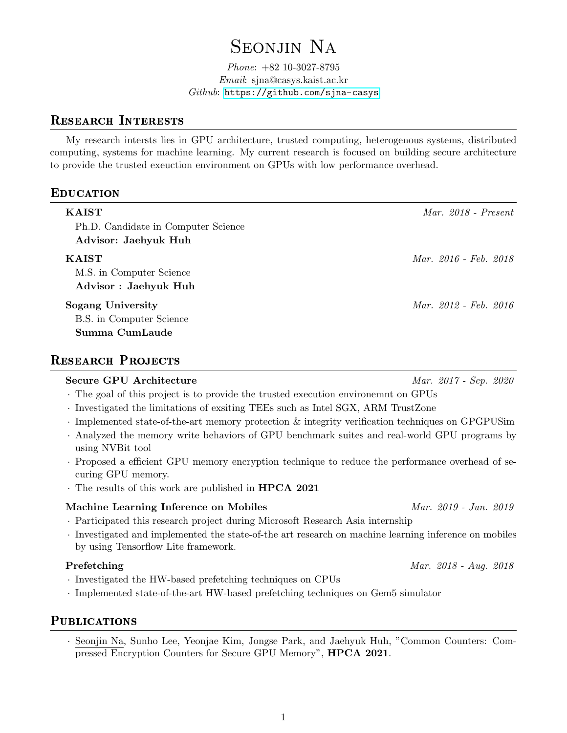# Seonjin Na

*Phone*: +82 10-3027-8795
*Email*: sjna@casys.kaist.ac.kr
*Github*: https://github.com/sjna-casys

## Research Interests

My research intersts lies in GPU architecture, trusted computing, heterogenous systems, distributed computing, systems for machine learning. My current research is focused on building secure architecture to provide the trusted exeuction environment on GPUs with low performance overhead.

## Education

**KAIST** — *Mar. 2018 - Present*
Ph.D. Candidate in Computer Science
**Advisor: Jaehyuk Huh**

**KAIST** — *Mar. 2016 - Feb. 2018*
M.S. in Computer Science
**Advisor : Jaehyuk Huh**

**Sogang University** — *Mar. 2012 - Feb. 2016*
B.S. in Computer Science
**Summa CumLaude**

## Research Projects

**Secure GPU Architecture** — *Mar. 2017 - Sep. 2020*

- The goal of this project is to provide the trusted execution environemnt on GPUs
- Investigated the limitations of exsiting TEEs such as Intel SGX, ARM TrustZone
- Implemented state-of-the-art memory protection & integrity verification techniques on GPGPUSim
- Analyzed the memory write behaviors of GPU benchmark suites and real-world GPU programs by using NVBit tool
- Proposed a efficient GPU memory encryption technique to reduce the performance overhead of securing GPU memory.
- The results of this work are published in **HPCA 2021**

**Machine Learning Inference on Mobiles** — *Mar. 2019 - Jun. 2019*

- Participated this research project during Microsoft Research Asia internship
- Investigated and implemented the state-of-the art research on machine learning inference on mobiles by using Tensorflow Lite framework.

**Prefetching** — *Mar. 2018 - Aug. 2018*

- Investigated the HW-based prefetching techniques on CPUs
- Implemented state-of-the-art HW-based prefetching techniques on Gem5 simulator

## Publications

- Seonjin Na, Sunho Lee, Yeonjae Kim, Jongse Park, and Jaehyuk Huh, "Common Counters: Compressed Encryption Counters for Secure GPU Memory", **HPCA 2021**.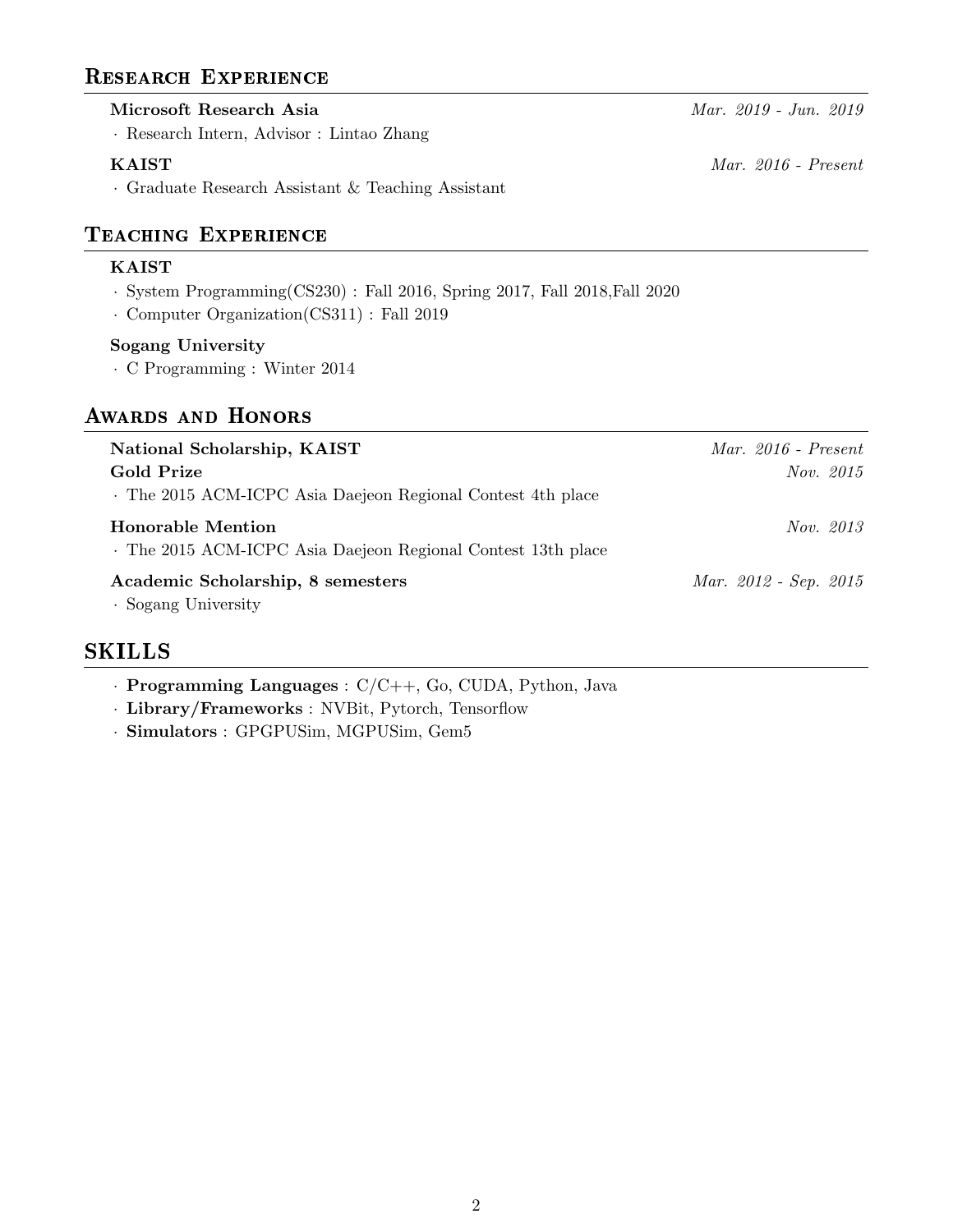## Research Experience

**Microsoft Research Asia** *Mar. 2019 - Jun. 2019*

· Research Intern, Advisor : Lintao Zhang

**KAIST** *Mar. 2016 - Present*

· Graduate Research Assistant & Teaching Assistant

## Teaching Experience

**KAIST**

· System Programming(CS230) : Fall 2016, Spring 2017, Fall 2018,Fall 2020

· Computer Organization(CS311) : Fall 2019

**Sogang University**

· C Programming : Winter 2014

## Awards and Honors

**National Scholarship, KAIST** *Mar. 2016 - Present*

**Gold Prize** *Nov. 2015*

· The 2015 ACM-ICPC Asia Daejeon Regional Contest 4th place

**Honorable Mention** *Nov. 2013*

· The 2015 ACM-ICPC Asia Daejeon Regional Contest 13th place

**Academic Scholarship, 8 semesters** *Mar. 2012 - Sep. 2015*

· Sogang University

## SKILLS

· **Programming Languages** : C/C++, Go, CUDA, Python, Java

· **Library/Frameworks** : NVBit, Pytorch, Tensorflow

· **Simulators** : GPGPUSim, MGPUSim, Gem5